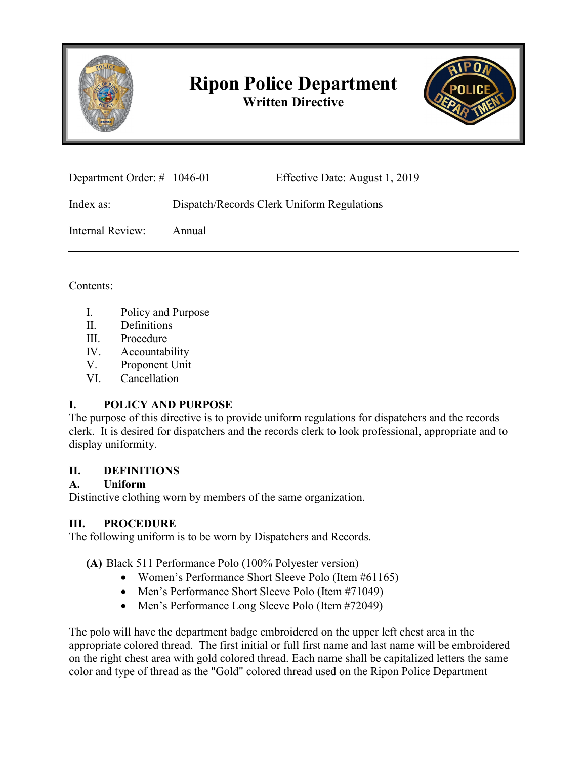# Ripon Police Department

**Written Directive**

Department Order: # 1046-01 Effective Date: August 1, 2019

Index as: Dispatch/Records Clerk Uniform Regulations

Internal Review: Annual

---

Contents:

- I. Policy and Purpose
- II. Definitions
- III. Procedure
- IV. Accountability
- V. Proponent Unit
- VI. Cancellation

## I. POLICY AND PURPOSE

The purpose of this directive is to provide uniform regulations for dispatchers and the records clerk. It is desired for dispatchers and the records clerk to look professional, appropriate and to display uniformity.

## II. DEFINITIONS

### A. Uniform

Distinctive clothing worn by members of the same organization.

## III. PROCEDURE

The following uniform is to be worn by Dispatchers and Records.

**(A)** Black 511 Performance Polo (100% Polyester version)

- Women's Performance Short Sleeve Polo (Item #61165)
- Men's Performance Short Sleeve Polo (Item #71049)
- Men's Performance Long Sleeve Polo (Item #72049)

The polo will have the department badge embroidered on the upper left chest area in the appropriate colored thread. The first initial or full first name and last name will be embroidered on the right chest area with gold colored thread. Each name shall be capitalized letters the same color and type of thread as the "Gold" colored thread used on the Ripon Police Department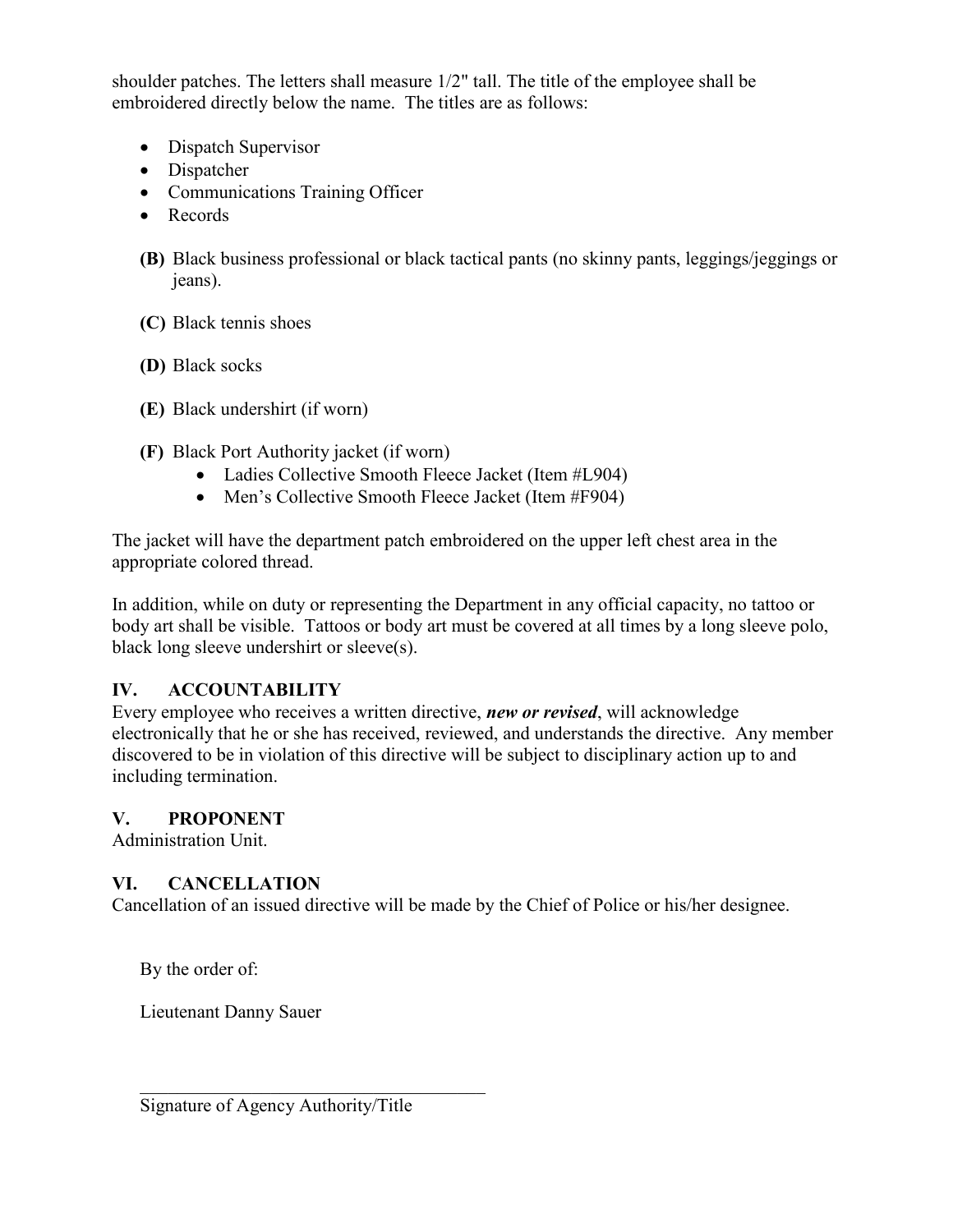shoulder patches. The letters shall measure 1/2" tall. The title of the employee shall be embroidered directly below the name. The titles are as follows:

- Dispatch Supervisor
- Dispatcher
- Communications Training Officer
- Records

**(B)** Black business professional or black tactical pants (no skinny pants, leggings/jeggings or jeans).

**(C)** Black tennis shoes

**(D)** Black socks

**(E)** Black undershirt (if worn)

**(F)** Black Port Authority jacket (if worn)

- Ladies Collective Smooth Fleece Jacket (Item #L904)
- Men's Collective Smooth Fleece Jacket (Item #F904)

The jacket will have the department patch embroidered on the upper left chest area in the appropriate colored thread.

In addition, while on duty or representing the Department in any official capacity, no tattoo or body art shall be visible. Tattoos or body art must be covered at all times by a long sleeve polo, black long sleeve undershirt or sleeve(s).

## IV. ACCOUNTABILITY

Every employee who receives a written directive, ***new or revised***, will acknowledge electronically that he or she has received, reviewed, and understands the directive. Any member discovered to be in violation of this directive will be subject to disciplinary action up to and including termination.

## V. PROPONENT

Administration Unit.

## VI. CANCELLATION

Cancellation of an issued directive will be made by the Chief of Police or his/her designee.

By the order of:

Lieutenant Danny Sauer

\_\_\_\_\_\_\_\_\_\_\_\_\_\_\_\_\_\_\_\_\_\_\_\_\_\_\_\_\_\_\_\_\_\_\_\_

Signature of Agency Authority/Title